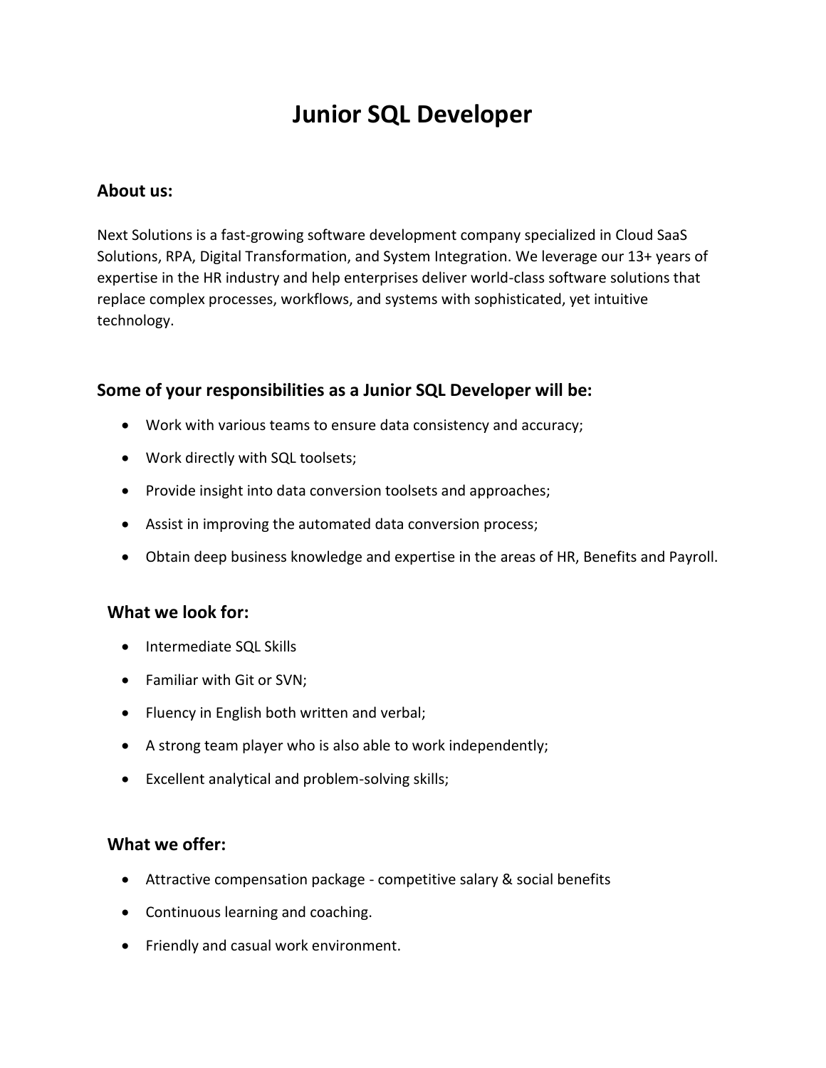# Junior SQL Developer

## About us:

Next Solutions is a fast-growing software development company specialized in Cloud SaaS Solutions, RPA, Digital Transformation, and System Integration. We leverage our 13+ years of expertise in the HR industry and help enterprises deliver world-class software solutions that replace complex processes, workflows, and systems with sophisticated, yet intuitive technology.

## Some of your responsibilities as a Junior SQL Developer will be:

- Work with various teams to ensure data consistency and accuracy;
- Work directly with SQL toolsets;
- Provide insight into data conversion toolsets and approaches;
- Assist in improving the automated data conversion process;
- Obtain deep business knowledge and expertise in the areas of HR, Benefits and Payroll.

## What we look for:

- Intermediate SQL Skills
- Familiar with Git or SVN;
- Fluency in English both written and verbal;
- A strong team player who is also able to work independently;
- Excellent analytical and problem-solving skills;

## What we offer:

- Attractive compensation package - competitive salary & social benefits
- Continuous learning and coaching.
- Friendly and casual work environment.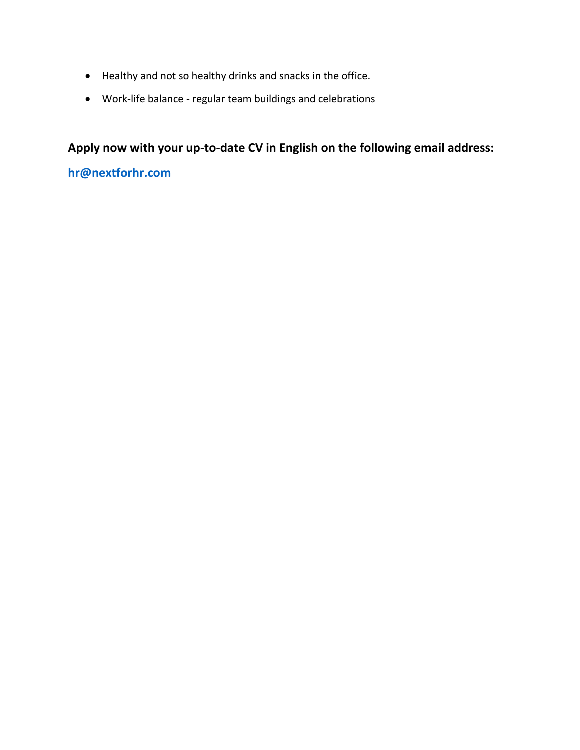- Healthy and not so healthy drinks and snacks in the office.
- Work-life balance - regular team buildings and celebrations

**Apply now with your up-to-date CV in English on the following email address:**

**[hr@nextforhr.com](mailto:hr@nextforhr.com)**